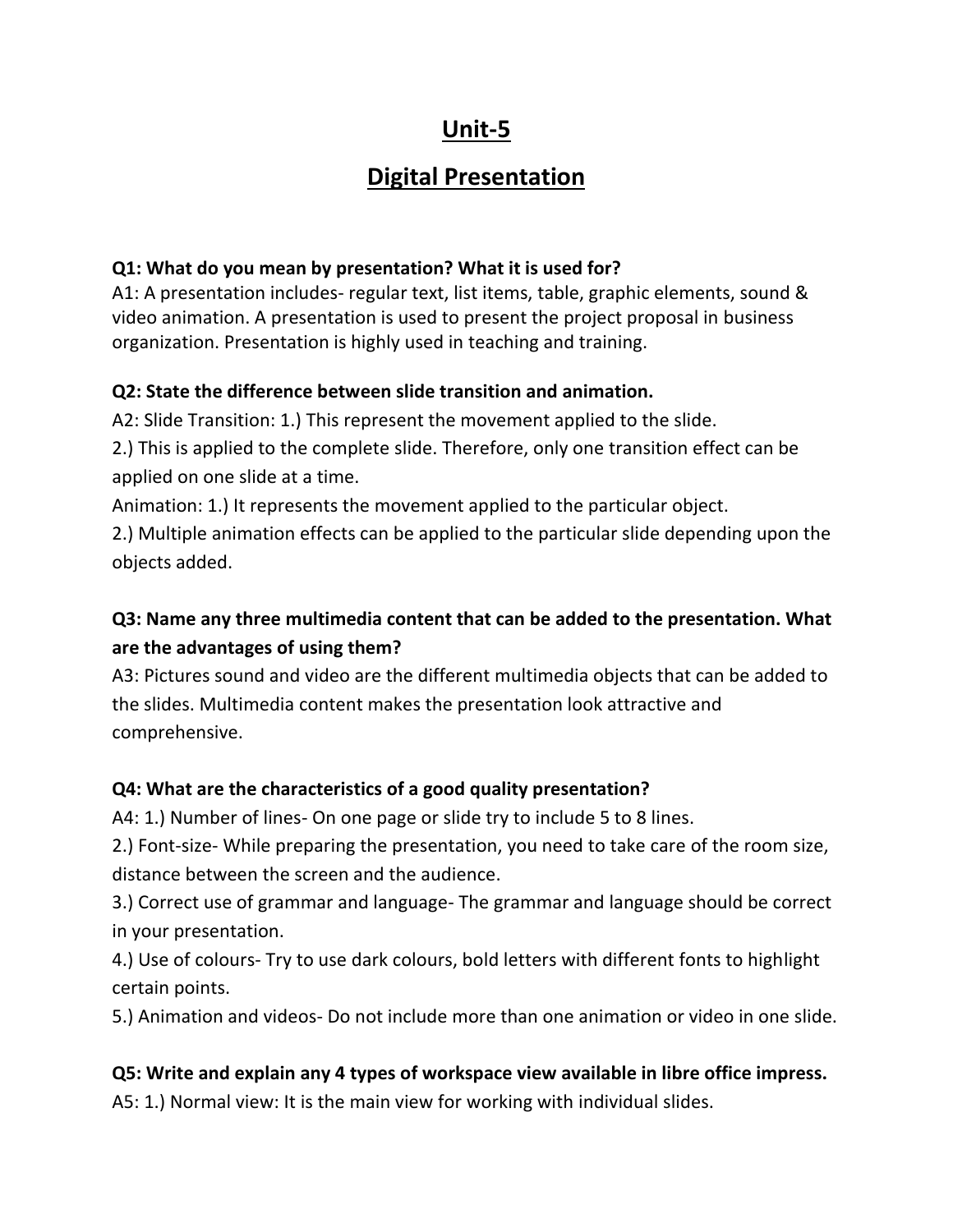# Unit-5

## Digital Presentation

**Q1: What do you mean by presentation? What it is used for?**
A1: A presentation includes- regular text, list items, table, graphic elements, sound & video animation. A presentation is used to present the project proposal in business organization. Presentation is highly used in teaching and training.

**Q2: State the difference between slide transition and animation.**
A2: Slide Transition: 1.) This represent the movement applied to the slide.
2.) This is applied to the complete slide. Therefore, only one transition effect can be applied on one slide at a time.
Animation: 1.) It represents the movement applied to the particular object.
2.) Multiple animation effects can be applied to the particular slide depending upon the objects added.

**Q3: Name any three multimedia content that can be added to the presentation. What are the advantages of using them?**
A3: Pictures sound and video are the different multimedia objects that can be added to the slides. Multimedia content makes the presentation look attractive and comprehensive.

**Q4: What are the characteristics of a good quality presentation?**
A4: 1.) Number of lines- On one page or slide try to include 5 to 8 lines.
2.) Font-size- While preparing the presentation, you need to take care of the room size, distance between the screen and the audience.
3.) Correct use of grammar and language- The grammar and language should be correct in your presentation.
4.) Use of colours- Try to use dark colours, bold letters with different fonts to highlight certain points.
5.) Animation and videos- Do not include more than one animation or video in one slide.

**Q5: Write and explain any 4 types of workspace view available in libre office impress.**
A5: 1.) Normal view: It is the main view for working with individual slides.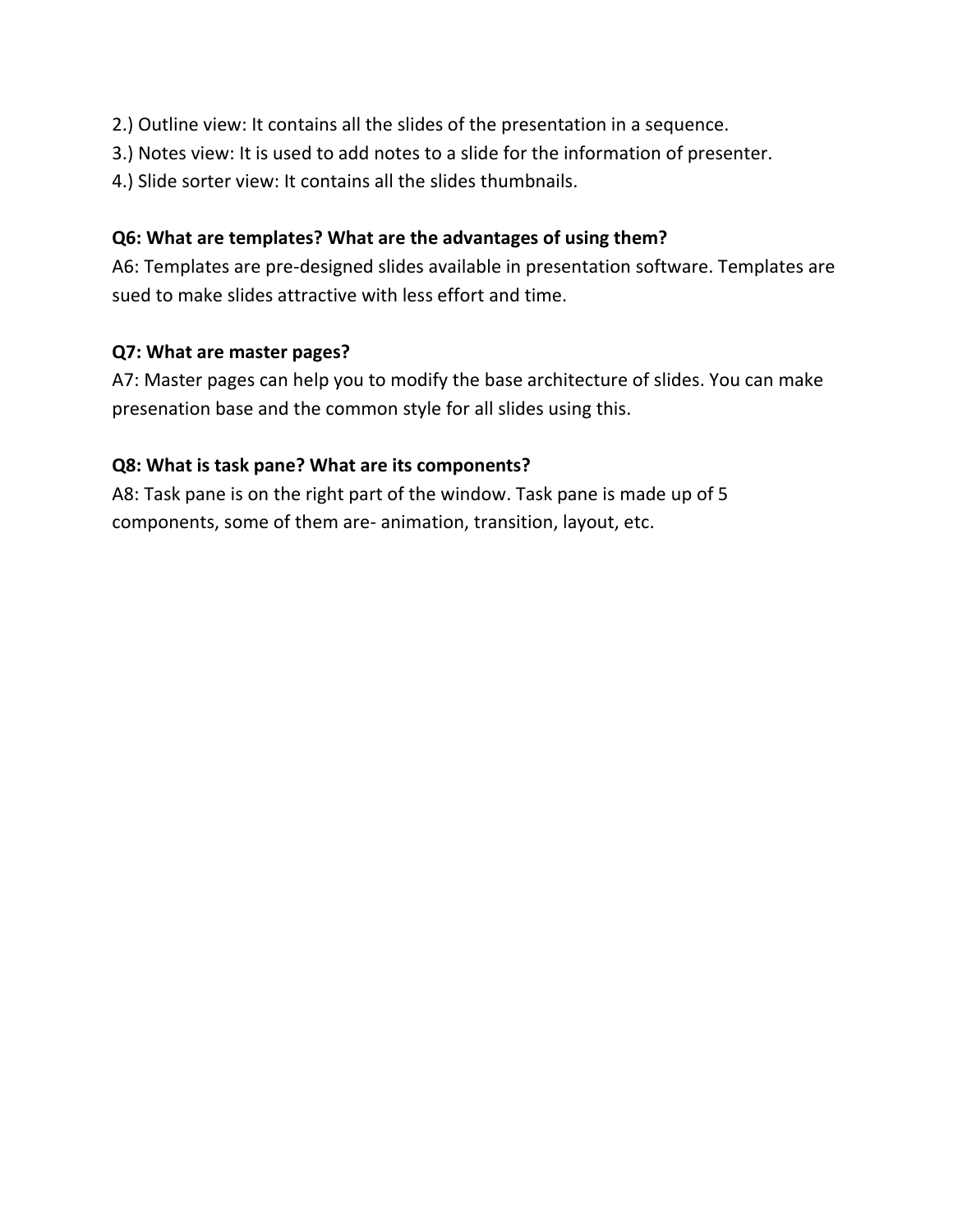2.) Outline view: It contains all the slides of the presentation in a sequence.
3.) Notes view: It is used to add notes to a slide for the information of presenter.
4.) Slide sorter view: It contains all the slides thumbnails.

**Q6: What are templates? What are the advantages of using them?**
A6: Templates are pre-designed slides available in presentation software. Templates are sued to make slides attractive with less effort and time.

**Q7: What are master pages?**
A7: Master pages can help you to modify the base architecture of slides. You can make presenation base and the common style for all slides using this.

**Q8: What is task pane? What are its components?**
A8: Task pane is on the right part of the window. Task pane is made up of 5 components, some of them are- animation, transition, layout, etc.